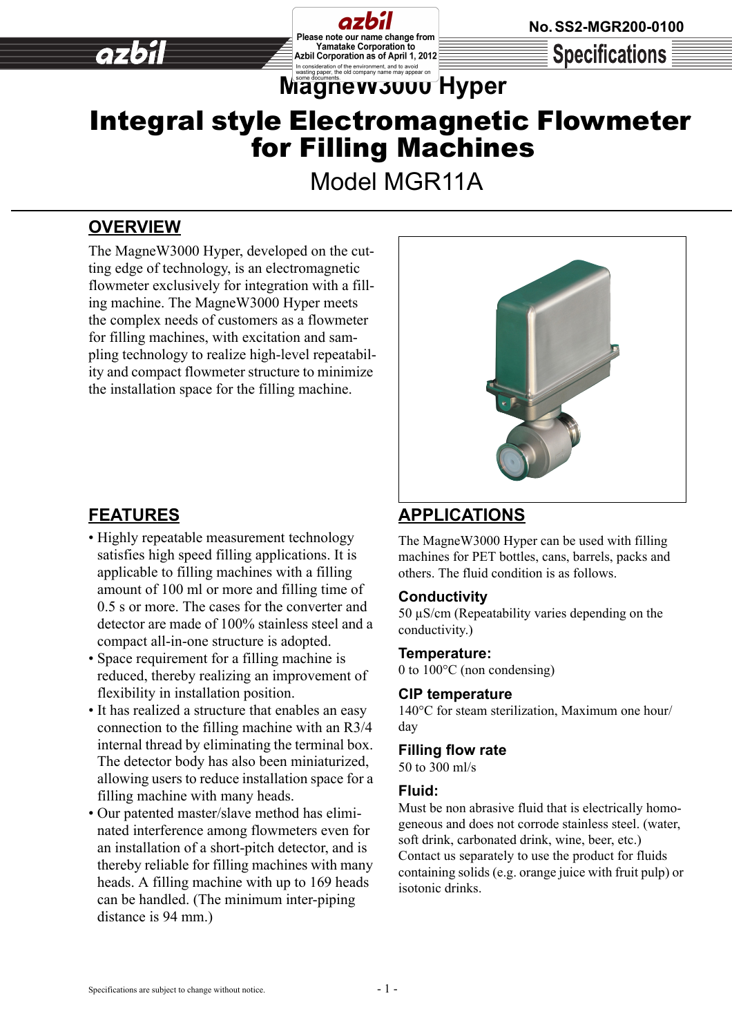Please note our name change from Yamatake Corporation to Azbil Corporation as of April 1, 2012

In consideration of the environment, and to avoid wasting paper, the old company name may appear on some documents.

No. SS2-MGR200-0100

Specifications

# MagneW3000 Hyper
# Integral style Electromagnetic Flowmeter for Filling Machines

Model MGR11A

## OVERVIEW

The MagneW3000 Hyper, developed on the cutting edge of technology, is an electromagnetic flowmeter exclusively for integration with a filling machine. The MagneW3000 Hyper meets the complex needs of customers as a flowmeter for filling machines, with excitation and sampling technology to realize high-level repeatability and compact flowmeter structure to minimize the installation space for the filling machine.

## FEATURES

- Highly repeatable measurement technology satisfies high speed filling applications. It is applicable to filling machines with a filling amount of 100 ml or more and filling time of 0.5 s or more. The cases for the converter and detector are made of 100% stainless steel and a compact all-in-one structure is adopted.
- Space requirement for a filling machine is reduced, thereby realizing an improvement of flexibility in installation position.
- It has realized a structure that enables an easy connection to the filling machine with an R3/4 internal thread by eliminating the terminal box. The detector body has also been miniaturized, allowing users to reduce installation space for a filling machine with many heads.
- Our patented master/slave method has eliminated interference among flowmeters even for an installation of a short-pitch detector, and is thereby reliable for filling machines with many heads. A filling machine with up to 169 heads can be handled. (The minimum inter-piping distance is 94 mm.)

## APPLICATIONS

The MagneW3000 Hyper can be used with filling machines for PET bottles, cans, barrels, packs and others. The fluid condition is as follows.

### Conductivity

50 µS/cm (Repeatability varies depending on the conductivity.)

### Temperature:

0 to 100°C (non condensing)

### CIP temperature

140°C for steam sterilization, Maximum one hour/day

### Filling flow rate

50 to 300 ml/s

### Fluid:

Must be non abrasive fluid that is electrically homogeneous and does not corrode stainless steel. (water, soft drink, carbonated drink, wine, beer, etc.)
Contact us separately to use the product for fluids containing solids (e.g. orange juice with fruit pulp) or isotonic drinks.

Specifications are subject to change without notice.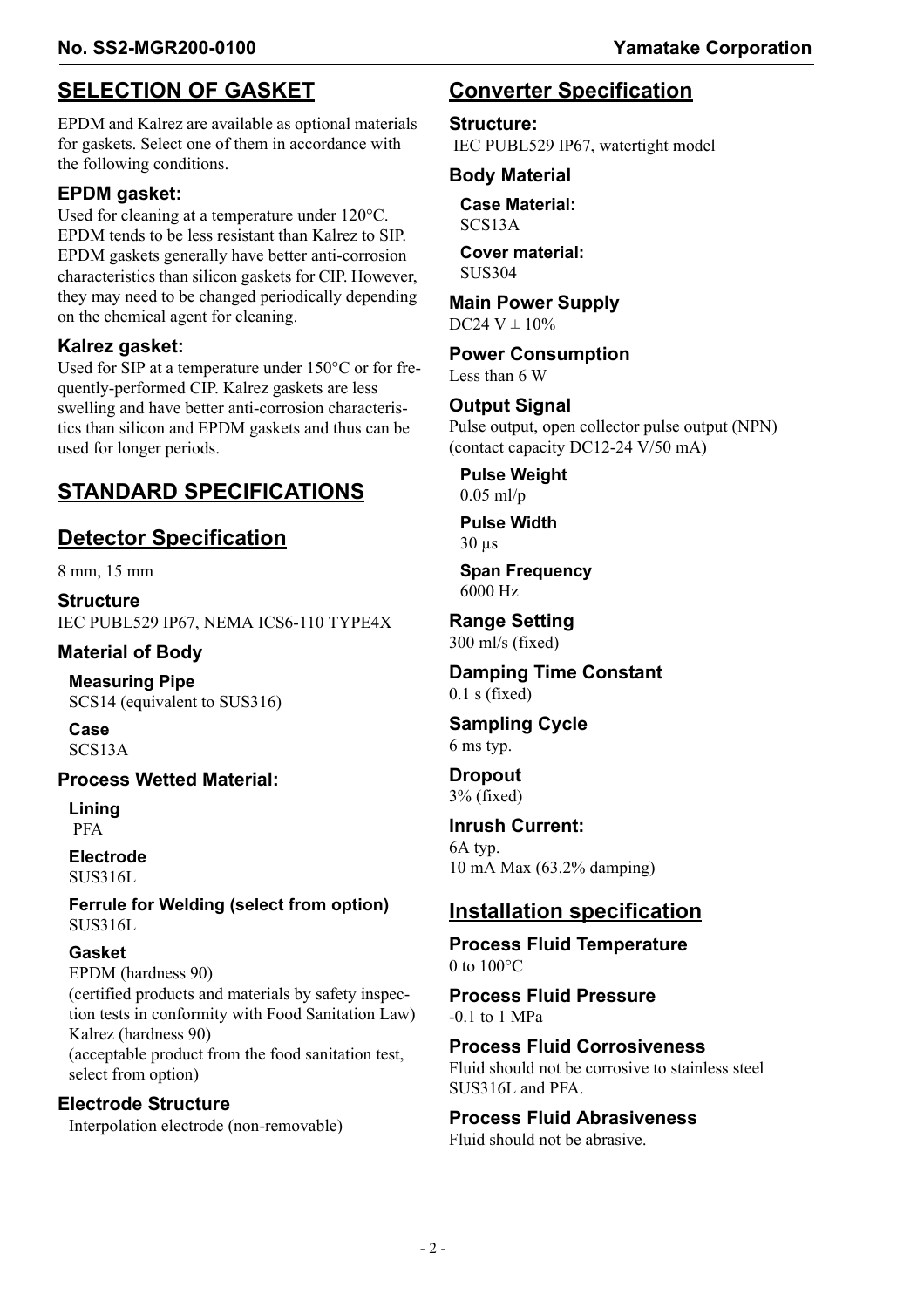## SELECTION OF GASKET

EPDM and Kalrez are available as optional materials for gaskets. Select one of them in accordance with the following conditions.

### EPDM gasket:

Used for cleaning at a temperature under 120°C. EPDM tends to be less resistant than Kalrez to SIP. EPDM gaskets generally have better anti-corrosion characteristics than silicon gaskets for CIP. However, they may need to be changed periodically depending on the chemical agent for cleaning.

### Kalrez gasket:

Used for SIP at a temperature under 150°C or for frequently-performed CIP. Kalrez gaskets are less swelling and have better anti-corrosion characteristics than silicon and EPDM gaskets and thus can be used for longer periods.

## STANDARD SPECIFICATIONS

## Detector Specification

8 mm, 15 mm

### Structure

IEC PUBL529 IP67, NEMA ICS6-110 TYPE4X

### Material of Body

**Measuring Pipe**
SCS14 (equivalent to SUS316)

**Case**
SCS13A

### Process Wetted Material:

**Lining**
PFA

**Electrode**
SUS316L

**Ferrule for Welding (select from option)**
SUS316L

**Gasket**
EPDM (hardness 90)
(certified products and materials by safety inspection tests in conformity with Food Sanitation Law)
Kalrez (hardness 90)
(acceptable product from the food sanitation test, select from option)

### Electrode Structure

Interpolation electrode (non-removable)

## Converter Specification

### Structure:

IEC PUBL529 IP67, watertight model

### Body Material

**Case Material:**
SCS13A

**Cover material:**
SUS304

### Main Power Supply

DC24 V ± 10%

### Power Consumption

Less than 6 W

### Output Signal

Pulse output, open collector pulse output (NPN) (contact capacity DC12-24 V/50 mA)

**Pulse Weight**
0.05 ml/p

**Pulse Width**
30 μs

**Span Frequency**
6000 Hz

### Range Setting

300 ml/s (fixed)

### Damping Time Constant

0.1 s (fixed)

### Sampling Cycle

6 ms typ.

### Dropout

3% (fixed)

### Inrush Current:

6A typ.
10 mA Max (63.2% damping)

## Installation specification

### Process Fluid Temperature

0 to 100°C

### Process Fluid Pressure

-0.1 to 1 MPa

### Process Fluid Corrosiveness

Fluid should not be corrosive to stainless steel SUS316L and PFA.

### Process Fluid Abrasiveness

Fluid should not be abrasive.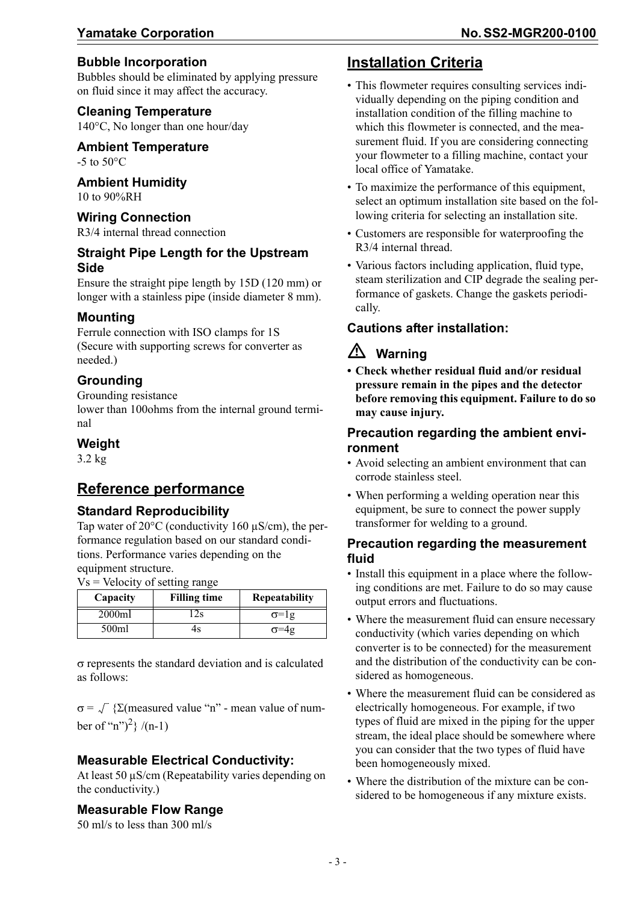### Bubble Incorporation

Bubbles should be eliminated by applying pressure on fluid since it may affect the accuracy.

### Cleaning Temperature

140°C, No longer than one hour/day

### Ambient Temperature

-5 to 50°C

### Ambient Humidity

10 to 90%RH

### Wiring Connection

R3/4 internal thread connection

### Straight Pipe Length for the Upstream Side

Ensure the straight pipe length by 15D (120 mm) or longer with a stainless pipe (inside diameter 8 mm).

### Mounting

Ferrule connection with ISO clamps for 1S (Secure with supporting screws for converter as needed.)

### Grounding

Grounding resistance
lower than 100ohms from the internal ground terminal

### Weight

3.2 kg

## Reference performance

### Standard Reproducibility

Tap water of 20°C (conductivity 160 μS/cm), the performance regulation based on our standard conditions. Performance varies depending on the equipment structure.

Vs = Velocity of setting range

| Capacity | Filling time | Repeatability |
|---|---|---|
| 2000ml | 12s | $\sigma$=1g |
| 500ml | 4s | $\sigma$=4g |

$\sigma$ represents the standard deviation and is calculated as follows:

$\sigma = \sqrt{\ }$ {Σ(measured value "n" - mean value of number of "n")$^2$} /(n-1)

### Measurable Electrical Conductivity:

At least 50 μS/cm (Repeatability varies depending on the conductivity.)

### Measurable Flow Range

50 ml/s to less than 300 ml/s

## Installation Criteria

- This flowmeter requires consulting services individually depending on the piping condition and installation condition of the filling machine to which this flowmeter is connected, and the measurement fluid. If you are considering connecting your flowmeter to a filling machine, contact your local office of Yamatake.
- To maximize the performance of this equipment, select an optimum installation site based on the following criteria for selecting an installation site.
- Customers are responsible for waterproofing the R3/4 internal thread.
- Various factors including application, fluid type, steam sterilization and CIP degrade the sealing performance of gaskets. Change the gaskets periodically.

### Cautions after installation:

### ⚠ Warning

- **Check whether residual fluid and/or residual pressure remain in the pipes and the detector before removing this equipment. Failure to do so may cause injury.**

### Precaution regarding the ambient environment

- Avoid selecting an ambient environment that can corrode stainless steel.
- When performing a welding operation near this equipment, be sure to connect the power supply transformer for welding to a ground.

### Precaution regarding the measurement fluid

- Install this equipment in a place where the following conditions are met. Failure to do so may cause output errors and fluctuations.
- Where the measurement fluid can ensure necessary conductivity (which varies depending on which converter is to be connected) for the measurement and the distribution of the conductivity can be considered as homogeneous.
- Where the measurement fluid can be considered as electrically homogeneous. For example, if two types of fluid are mixed in the piping for the upper stream, the ideal place should be somewhere where you can consider that the two types of fluid have been homogeneously mixed.
- Where the distribution of the mixture can be considered to be homogeneous if any mixture exists.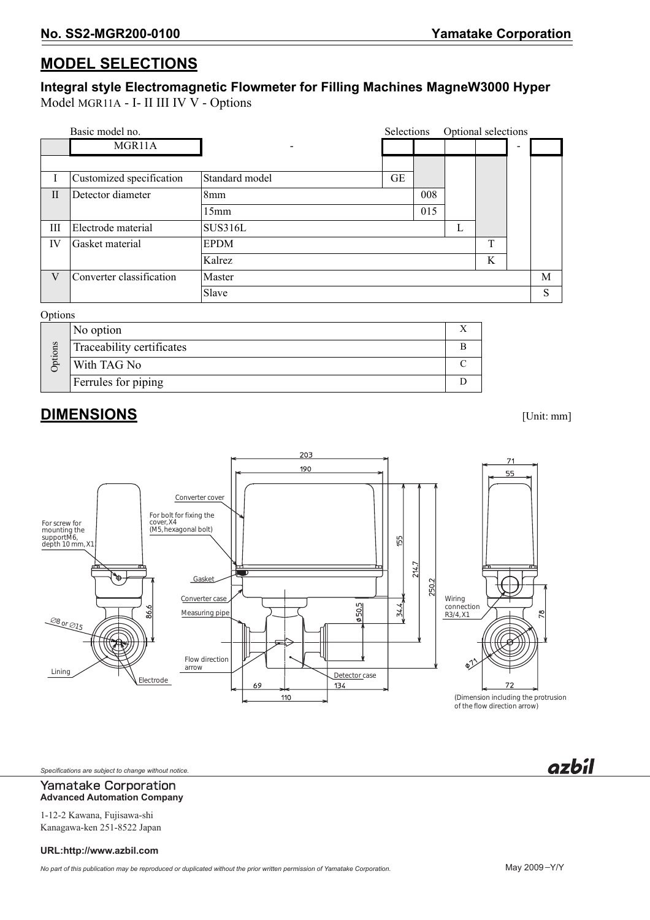## MODEL SELECTIONS

### Integral style Electromagnetic Flowmeter for Filling Machines MagneW3000 Hyper

Model MGR11A - I- II III IV V - Options

| | Basic model no. | | Selections | | Optional selections | | | |
|---|---|---|---|---|---|---|---|---|
| | MGR11A | - | | | | | - | |
| I | Customized specification | Standard model | GE | | | | | |
| II | Detector diameter | 8mm | | 008 | | | | |
| | | 15mm | | 015 | | | | |
| III | Electrode material | SUS316L | | | L | | | |
| IV | Gasket material | EPDM | | | | T | | |
| | | Kalrez | | | | K | | |
| V | Converter classification | Master | | | | | | M |
| | | Slave | | | | | | S |

Options

| | | |
|---|---|---|
| Options | No option | X |
| | Traceability certificates | B |
| | With TAG No | C |
| | Ferrules for piping | D |

## DIMENSIONS

[Unit: mm]

203
190
71
55
Converter cover
For bolt for fixing the cover, X4 (M5, hexagonal bolt)
For screw for mounting the supportM6, depth 10 mm, X1
155
214.7
250.2
Gasket
Converter case
Measuring pipe
ø50.5
34.4
86.6
∅8 or ∅15
Wiring connection R3/4, X1
78
Flow direction arrow
ø71
Lining
Electrode
Detector case
69
134
110
72
(Dimension including the protrusion of the flow direction arrow)

*Specifications are subject to change without notice.*

azbil

Yamatake Corporation
**Advanced Automation Company**

1-12-2 Kawana, Fujisawa-shi
Kanagawa-ken 251-8522 Japan

**URL:http://www.azbil.com**

*No part of this publication may be reproduced or duplicated without the prior written permission of Yamatake Corporation.*

May 2009−Y/Y